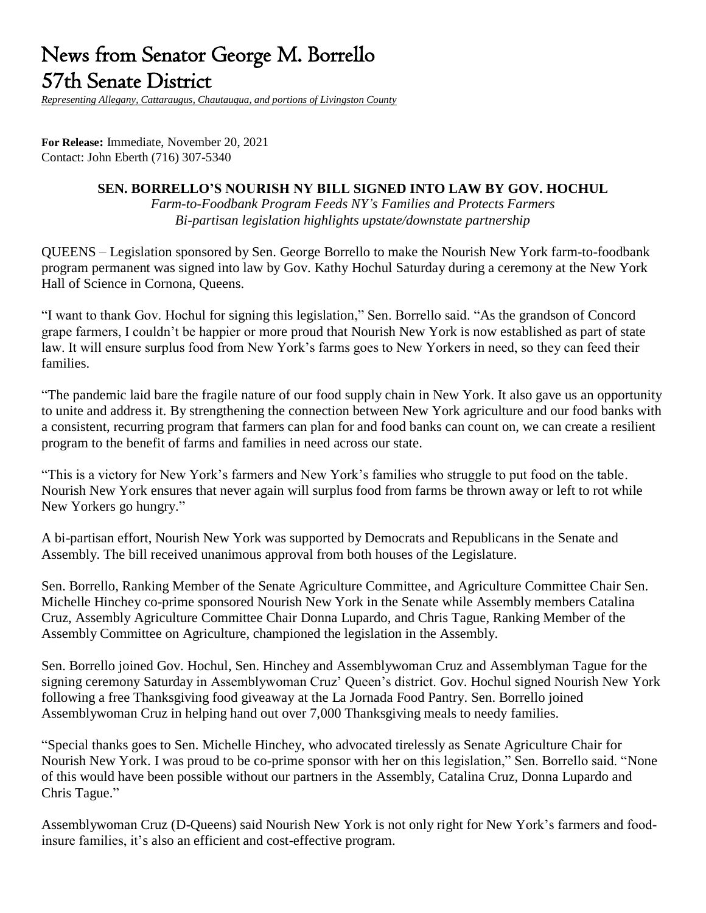# News from Senator George M. Borrello
# 57th Senate District

*Representing Allegany, Cattaraugus, Chautauqua, and portions of Livingston County*

**For Release:** Immediate, November 20, 2021
Contact: John Eberth (716) 307-5340

**SEN. BORRELLO'S NOURISH NY BILL SIGNED INTO LAW BY GOV. HOCHUL**

*Farm-to-Foodbank Program Feeds NY's Families and Protects Farmers*
*Bi-partisan legislation highlights upstate/downstate partnership*

QUEENS – Legislation sponsored by Sen. George Borrello to make the Nourish New York farm-to-foodbank program permanent was signed into law by Gov. Kathy Hochul Saturday during a ceremony at the New York Hall of Science in Cornona, Queens.

"I want to thank Gov. Hochul for signing this legislation," Sen. Borrello said. "As the grandson of Concord grape farmers, I couldn't be happier or more proud that Nourish New York is now established as part of state law. It will ensure surplus food from New York's farms goes to New Yorkers in need, so they can feed their families.

"The pandemic laid bare the fragile nature of our food supply chain in New York. It also gave us an opportunity to unite and address it. By strengthening the connection between New York agriculture and our food banks with a consistent, recurring program that farmers can plan for and food banks can count on, we can create a resilient program to the benefit of farms and families in need across our state.

"This is a victory for New York's farmers and New York's families who struggle to put food on the table. Nourish New York ensures that never again will surplus food from farms be thrown away or left to rot while New Yorkers go hungry."

A bi-partisan effort, Nourish New York was supported by Democrats and Republicans in the Senate and Assembly. The bill received unanimous approval from both houses of the Legislature.

Sen. Borrello, Ranking Member of the Senate Agriculture Committee, and Agriculture Committee Chair Sen. Michelle Hinchey co-prime sponsored Nourish New York in the Senate while Assembly members Catalina Cruz, Assembly Agriculture Committee Chair Donna Lupardo, and Chris Tague, Ranking Member of the Assembly Committee on Agriculture, championed the legislation in the Assembly.

Sen. Borrello joined Gov. Hochul, Sen. Hinchey and Assemblywoman Cruz and Assemblyman Tague for the signing ceremony Saturday in Assemblywoman Cruz' Queen's district. Gov. Hochul signed Nourish New York following a free Thanksgiving food giveaway at the La Jornada Food Pantry. Sen. Borrello joined Assemblywoman Cruz in helping hand out over 7,000 Thanksgiving meals to needy families.

"Special thanks goes to Sen. Michelle Hinchey, who advocated tirelessly as Senate Agriculture Chair for Nourish New York. I was proud to be co-prime sponsor with her on this legislation," Sen. Borrello said. "None of this would have been possible without our partners in the Assembly, Catalina Cruz, Donna Lupardo and Chris Tague."

Assemblywoman Cruz (D-Queens) said Nourish New York is not only right for New York's farmers and food-insure families, it's also an efficient and cost-effective program.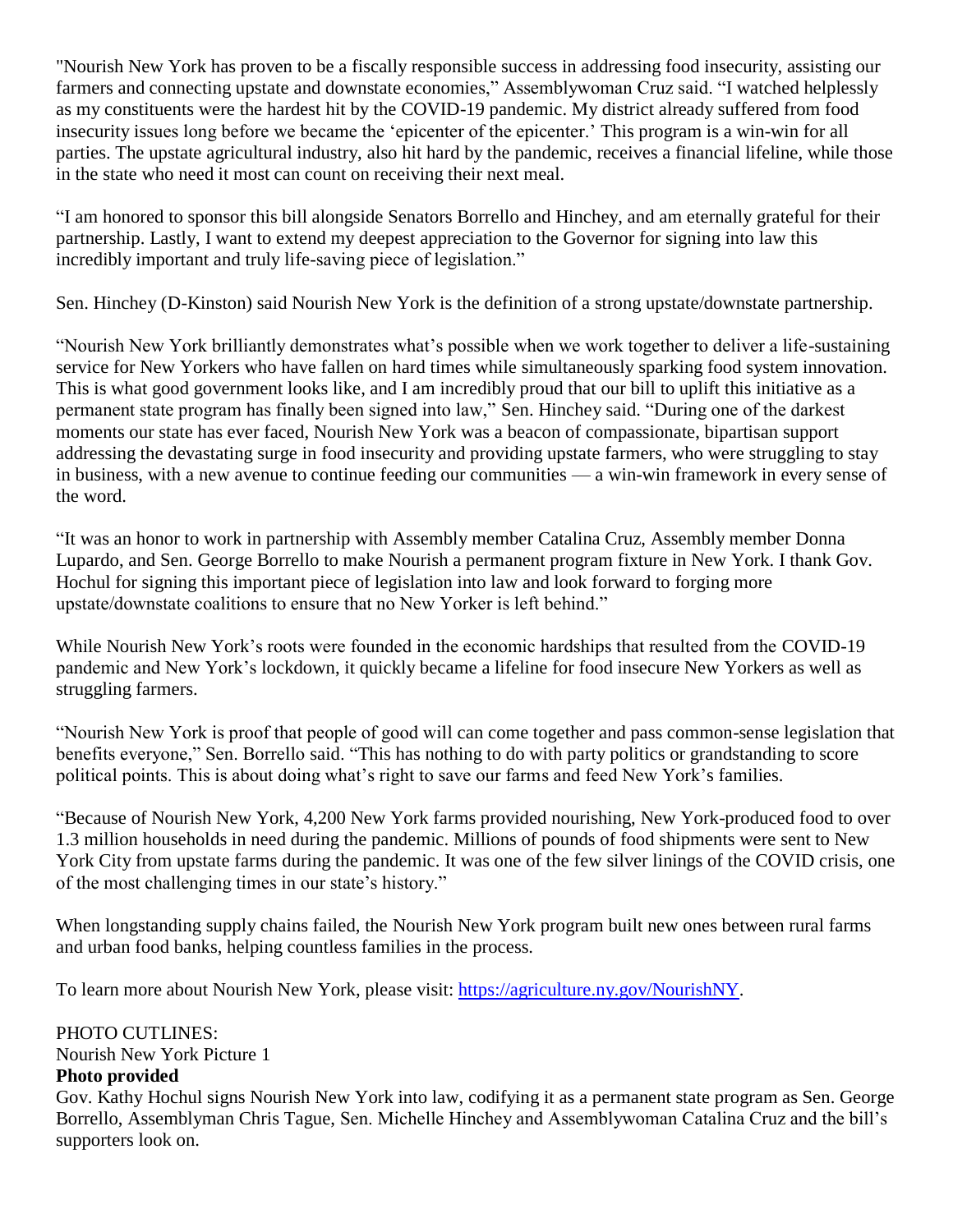"Nourish New York has proven to be a fiscally responsible success in addressing food insecurity, assisting our farmers and connecting upstate and downstate economies," Assemblywoman Cruz said. "I watched helplessly as my constituents were the hardest hit by the COVID-19 pandemic. My district already suffered from food insecurity issues long before we became the 'epicenter of the epicenter.' This program is a win-win for all parties. The upstate agricultural industry, also hit hard by the pandemic, receives a financial lifeline, while those in the state who need it most can count on receiving their next meal.

"I am honored to sponsor this bill alongside Senators Borrello and Hinchey, and am eternally grateful for their partnership. Lastly, I want to extend my deepest appreciation to the Governor for signing into law this incredibly important and truly life-saving piece of legislation."

Sen. Hinchey (D-Kinston) said Nourish New York is the definition of a strong upstate/downstate partnership.

"Nourish New York brilliantly demonstrates what's possible when we work together to deliver a life-sustaining service for New Yorkers who have fallen on hard times while simultaneously sparking food system innovation. This is what good government looks like, and I am incredibly proud that our bill to uplift this initiative as a permanent state program has finally been signed into law," Sen. Hinchey said. "During one of the darkest moments our state has ever faced, Nourish New York was a beacon of compassionate, bipartisan support addressing the devastating surge in food insecurity and providing upstate farmers, who were struggling to stay in business, with a new avenue to continue feeding our communities — a win-win framework in every sense of the word.

"It was an honor to work in partnership with Assembly member Catalina Cruz, Assembly member Donna Lupardo, and Sen. George Borrello to make Nourish a permanent program fixture in New York. I thank Gov. Hochul for signing this important piece of legislation into law and look forward to forging more upstate/downstate coalitions to ensure that no New Yorker is left behind."

While Nourish New York's roots were founded in the economic hardships that resulted from the COVID-19 pandemic and New York's lockdown, it quickly became a lifeline for food insecure New Yorkers as well as struggling farmers.

"Nourish New York is proof that people of good will can come together and pass common-sense legislation that benefits everyone," Sen. Borrello said. "This has nothing to do with party politics or grandstanding to score political points. This is about doing what's right to save our farms and feed New York's families.

"Because of Nourish New York, 4,200 New York farms provided nourishing, New York-produced food to over 1.3 million households in need during the pandemic. Millions of pounds of food shipments were sent to New York City from upstate farms during the pandemic. It was one of the few silver linings of the COVID crisis, one of the most challenging times in our state's history."

When longstanding supply chains failed, the Nourish New York program built new ones between rural farms and urban food banks, helping countless families in the process.

To learn more about Nourish New York, please visit: [https://agriculture.ny.gov/NourishNY](https://agriculture.ny.gov/NourishNY).

PHOTO CUTLINES:
Nourish New York Picture 1
**Photo provided**
Gov. Kathy Hochul signs Nourish New York into law, codifying it as a permanent state program as Sen. George Borrello, Assemblyman Chris Tague, Sen. Michelle Hinchey and Assemblywoman Catalina Cruz and the bill's supporters look on.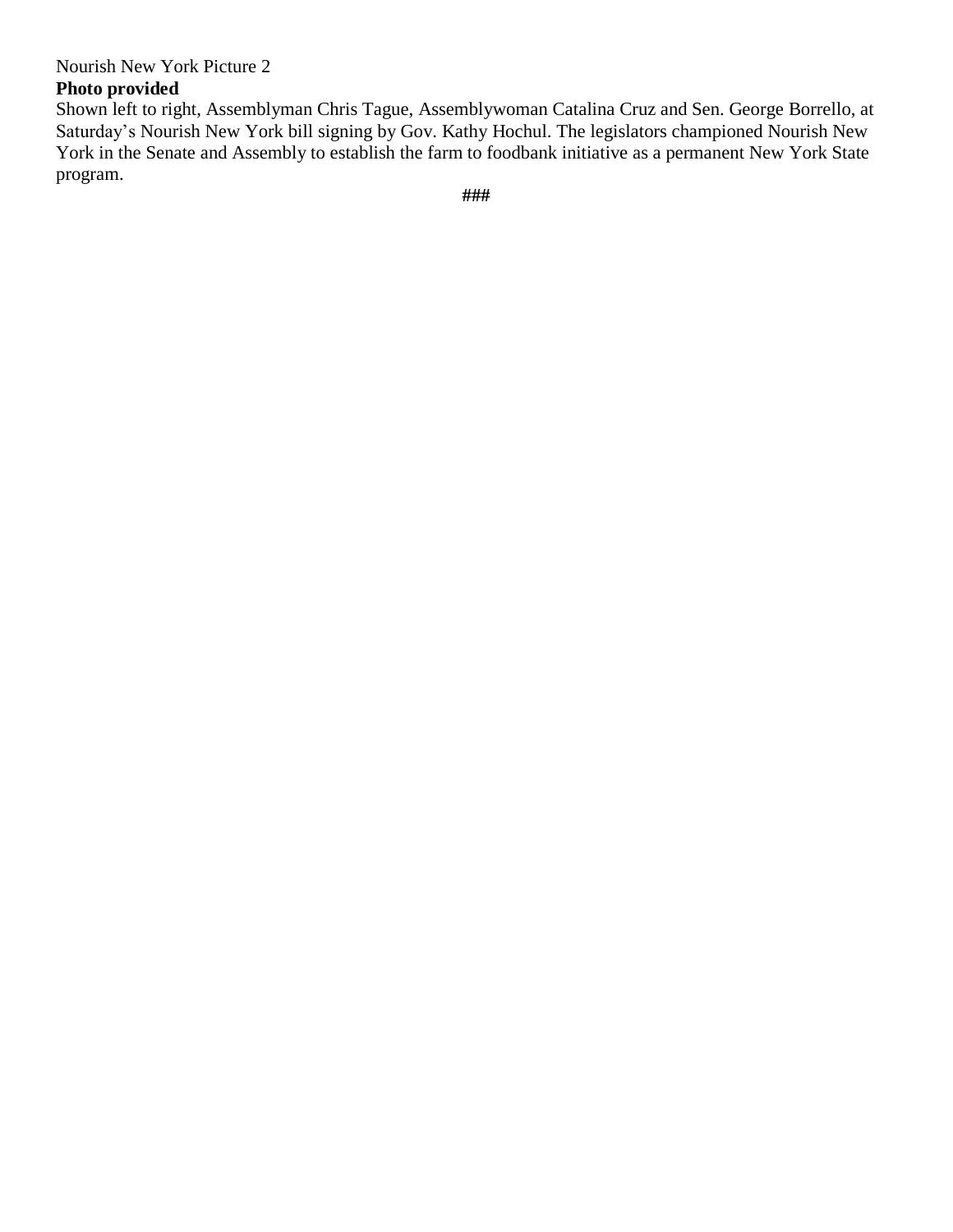Nourish New York Picture 2

**Photo provided**

Shown left to right, Assemblyman Chris Tague, Assemblywoman Catalina Cruz and Sen. George Borrello, at Saturday's Nourish New York bill signing by Gov. Kathy Hochul. The legislators championed Nourish New York in the Senate and Assembly to establish the farm to foodbank initiative as a permanent New York State program.

###